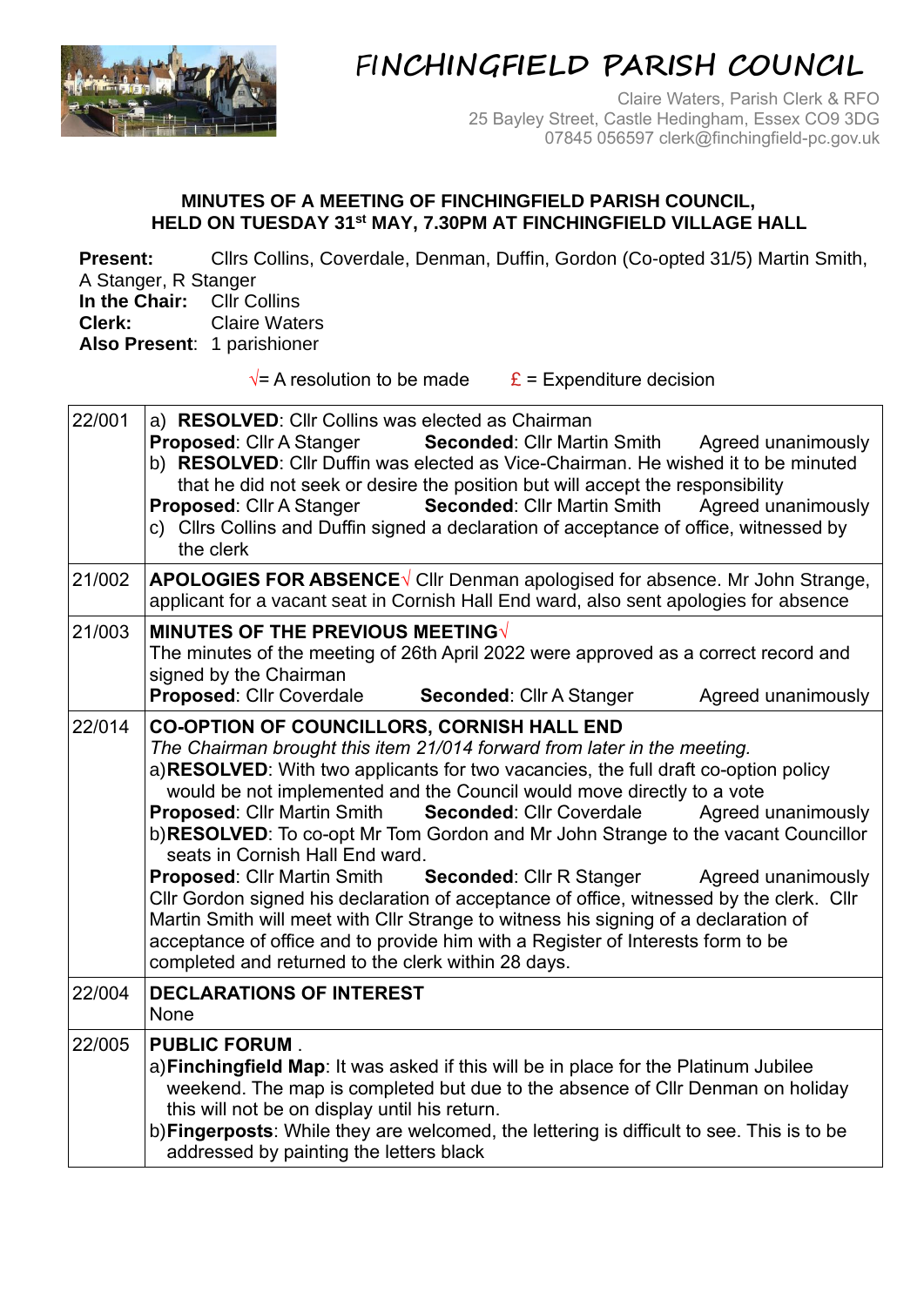# FINCHINGFIELD PARISH COUNCIL

Claire Waters, Parish Clerk & RFO
25 Bayley Street, Castle Hedingham, Essex CO9 3DG
07845 056597 clerk@finchingfield-pc.gov.uk

**MINUTES OF A MEETING OF FINCHINGFIELD PARISH COUNCIL, HELD ON TUESDAY 31st MAY, 7.30PM AT FINCHINGFIELD VILLAGE HALL**

**Present:** Cllrs Collins, Coverdale, Denman, Duffin, Gordon (Co-opted 31/5) Martin Smith, A Stanger, R Stanger
**In the Chair:** Cllr Collins
**Clerk:** Claire Waters
**Also Present**: 1 parishioner

√= A resolution to be made  £ = Expenditure decision

| | |
|---|---|
| 22/001 | a) **RESOLVED**: Cllr Collins was elected as Chairman<br>**Proposed**: Cllr A Stanger **Seconded**: Cllr Martin Smith Agreed unanimously<br>b) **RESOLVED**: Cllr Duffin was elected as Vice-Chairman. He wished it to be minuted that he did not seek or desire the position but will accept the responsibility<br>**Proposed**: Cllr A Stanger **Seconded**: Cllr Martin Smith Agreed unanimously<br>c) Cllrs Collins and Duffin signed a declaration of acceptance of office, witnessed by the clerk |
| 21/002 | **APOLOGIES FOR ABSENCE**√ Cllr Denman apologised for absence. Mr John Strange, applicant for a vacant seat in Cornish Hall End ward, also sent apologies for absence |
| 21/003 | **MINUTES OF THE PREVIOUS MEETING**√<br>The minutes of the meeting of 26th April 2022 were approved as a correct record and signed by the Chairman<br>**Proposed**: Cllr Coverdale **Seconded**: Cllr A Stanger Agreed unanimously |
| 22/014 | **CO-OPTION OF COUNCILLORS, CORNISH HALL END**<br>*The Chairman brought this item 21/014 forward from later in the meeting.*<br>a)**RESOLVED**: With two applicants for two vacancies, the full draft co-option policy would be not implemented and the Council would move directly to a vote<br>**Proposed**: Cllr Martin Smith **Seconded**: Cllr Coverdale Agreed unanimously<br>b)**RESOLVED**: To co-opt Mr Tom Gordon and Mr John Strange to the vacant Councillor seats in Cornish Hall End ward.<br>**Proposed**: Cllr Martin Smith **Seconded**: Cllr R Stanger Agreed unanimously<br>Cllr Gordon signed his declaration of acceptance of office, witnessed by the clerk. Cllr Martin Smith will meet with Cllr Strange to witness his signing of a declaration of acceptance of office and to provide him with a Register of Interests form to be completed and returned to the clerk within 28 days. |
| 22/004 | **DECLARATIONS OF INTEREST**<br>None |
| 22/005 | **PUBLIC FORUM** .<br>a)**Finchingfield Map**: It was asked if this will be in place for the Platinum Jubilee weekend. The map is completed but due to the absence of Cllr Denman on holiday this will not be on display until his return.<br>b)**Fingerposts**: While they are welcomed, the lettering is difficult to see. This is to be addressed by painting the letters black |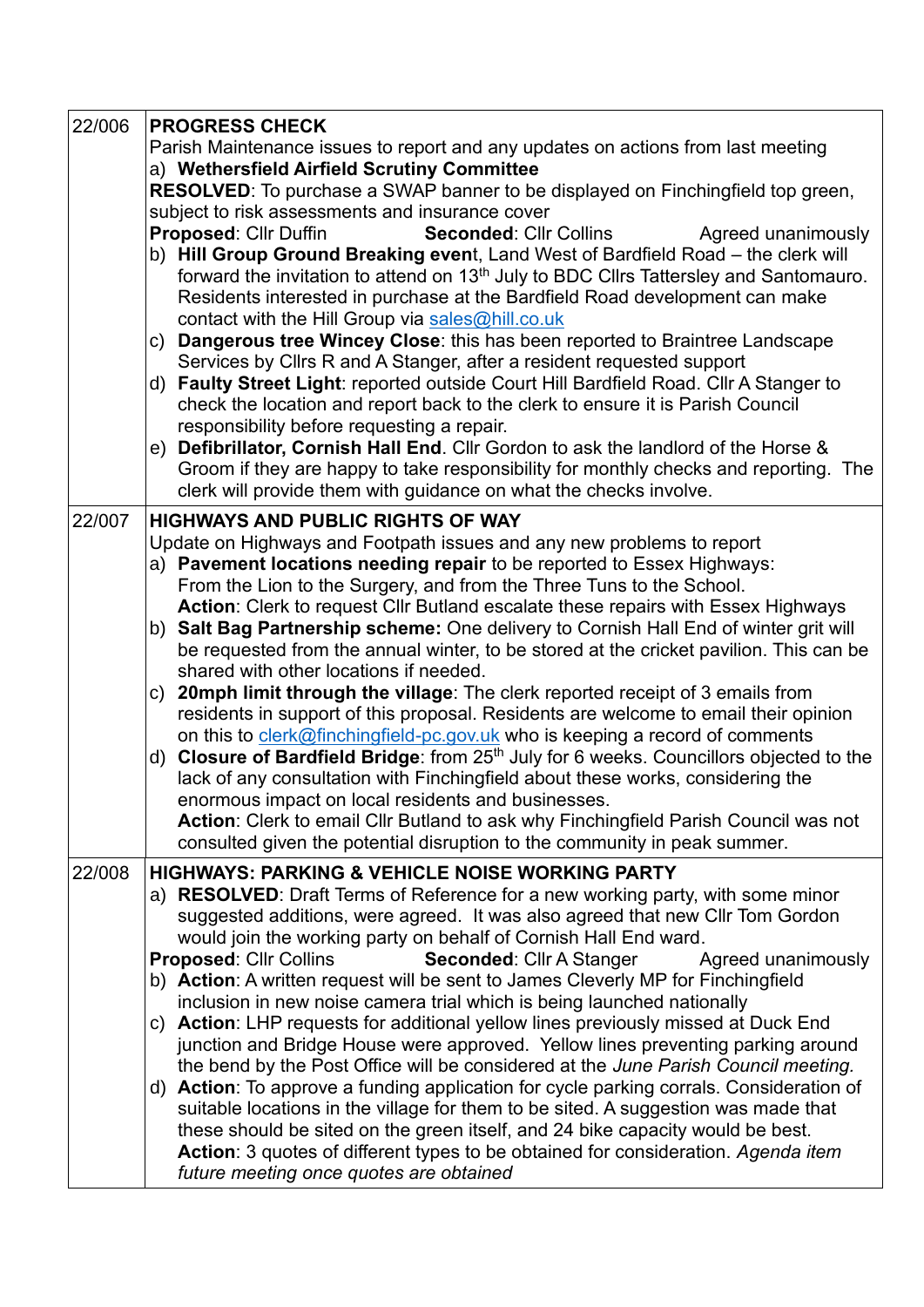| | |
|---|---|
| 22/006 | **PROGRESS CHECK**<br>Parish Maintenance issues to report and any updates on actions from last meeting<br>a) **Wethersfield Airfield Scrutiny Committee**<br>**RESOLVED**: To purchase a SWAP banner to be displayed on Finchingfield top green, subject to risk assessments and insurance cover<br>**Proposed**: Cllr Duffin **Seconded**: Cllr Collins Agreed unanimously<br>b) **Hill Group Ground Breaking even**t, Land West of Bardfield Road – the clerk will forward the invitation to attend on 13th July to BDC Cllrs Tattersley and Santomauro. Residents interested in purchase at the Bardfield Road development can make contact with the Hill Group via sales@hill.co.uk<br>c) **Dangerous tree Wincey Close**: this has been reported to Braintree Landscape Services by Cllrs R and A Stanger, after a resident requested support<br>d) **Faulty Street Light**: reported outside Court Hill Bardfield Road. Cllr A Stanger to check the location and report back to the clerk to ensure it is Parish Council responsibility before requesting a repair.<br>e) **Defibrillator, Cornish Hall End**. Cllr Gordon to ask the landlord of the Horse & Groom if they are happy to take responsibility for monthly checks and reporting. The clerk will provide them with guidance on what the checks involve. |
| 22/007 | **HIGHWAYS AND PUBLIC RIGHTS OF WAY**<br>Update on Highways and Footpath issues and any new problems to report<br>a) **Pavement locations needing repair** to be reported to Essex Highways: From the Lion to the Surgery, and from the Three Tuns to the School.<br>**Action**: Clerk to request Cllr Butland escalate these repairs with Essex Highways<br>b) **Salt Bag Partnership scheme:** One delivery to Cornish Hall End of winter grit will be requested from the annual winter, to be stored at the cricket pavilion. This can be shared with other locations if needed.<br>c) **20mph limit through the village**: The clerk reported receipt of 3 emails from residents in support of this proposal. Residents are welcome to email their opinion on this to clerk@finchingfield-pc.gov.uk who is keeping a record of comments<br>d) **Closure of Bardfield Bridge**: from 25th July for 6 weeks. Councillors objected to the lack of any consultation with Finchingfield about these works, considering the enormous impact on local residents and businesses.<br>**Action**: Clerk to email Cllr Butland to ask why Finchingfield Parish Council was not consulted given the potential disruption to the community in peak summer. |
| 22/008 | **HIGHWAYS: PARKING & VEHICLE NOISE WORKING PARTY**<br>a) **RESOLVED**: Draft Terms of Reference for a new working party, with some minor suggested additions, were agreed. It was also agreed that new Cllr Tom Gordon would join the working party on behalf of Cornish Hall End ward.<br>**Proposed**: Cllr Collins **Seconded**: Cllr A Stanger Agreed unanimously<br>b) **Action**: A written request will be sent to James Cleverly MP for Finchingfield inclusion in new noise camera trial which is being launched nationally<br>c) **Action**: LHP requests for additional yellow lines previously missed at Duck End junction and Bridge House were approved. Yellow lines preventing parking around the bend by the Post Office will be considered at the *June Parish Council meeting.*<br>d) **Action**: To approve a funding application for cycle parking corrals. Consideration of suitable locations in the village for them to be sited. A suggestion was made that these should be sited on the green itself, and 24 bike capacity would be best.<br>**Action**: 3 quotes of different types to be obtained for consideration. *Agenda item future meeting once quotes are obtained* |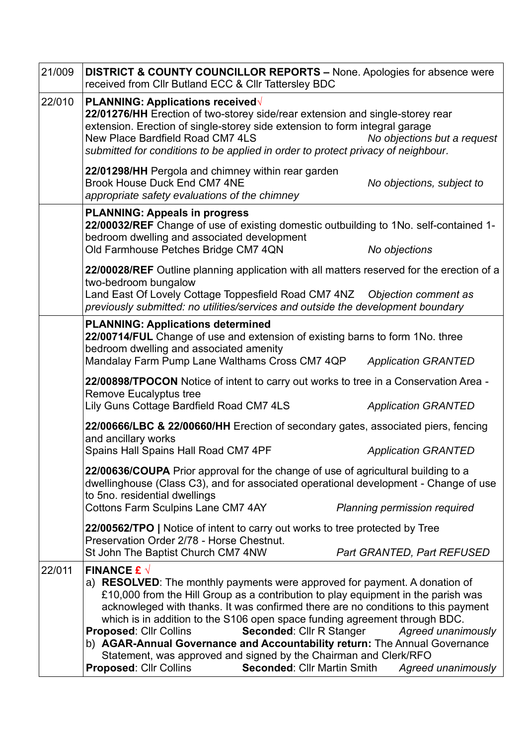| | |
|---|---|
| 21/009 | **DISTRICT & COUNTY COUNCILLOR REPORTS –** None. Apologies for absence were received from Cllr Butland ECC & Cllr Tattersley BDC |
| 22/010 | **PLANNING: Applications received**√<br>**22/01276/HH** Erection of two-storey side/rear extension and single-storey rear extension. Erection of single-storey side extension to form integral garage<br>New Place Bardfield Road CM7 4LS *No objections but a request submitted for conditions to be applied in order to protect privacy of neighbour.*<br><br>**22/01298/HH** Pergola and chimney within rear garden<br>Brook House Duck End CM7 4NE *No objections, subject to appropriate safety evaluations of the chimney* |
| | **PLANNING: Appeals in progress**<br>**22/00032/REF** Change of use of existing domestic outbuilding to 1No. self-contained 1-bedroom dwelling and associated development<br>Old Farmhouse Petches Bridge CM7 4QN *No objections*<br><br>**22/00028/REF** Outline planning application with all matters reserved for the erection of a two-bedroom bungalow<br>Land East Of Lovely Cottage Toppesfield Road CM7 4NZ *Objection comment as previously submitted: no utilities/services and outside the development boundary* |
| | **PLANNING: Applications determined**<br>**22/00714/FUL** Change of use and extension of existing barns to form 1No. three bedroom dwelling and associated amenity<br>Mandalay Farm Pump Lane Walthams Cross CM7 4QP *Application GRANTED*<br><br>**22/00898/TPOCON** Notice of intent to carry out works to tree in a Conservation Area - Remove Eucalyptus tree<br>Lily Guns Cottage Bardfield Road CM7 4LS *Application GRANTED*<br><br>**22/00666/LBC & 22/00660/HH** Erection of secondary gates, associated piers, fencing and ancillary works<br>Spains Hall Spains Hall Road CM7 4PF *Application GRANTED*<br><br>**22/00636/COUPA** Prior approval for the change of use of agricultural building to a dwellinghouse (Class C3), and for associated operational development - Change of use to 5no. residential dwellings<br>Cottons Farm Sculpins Lane CM7 4AY *Planning permission required*<br><br>**22/00562/TPO \|** Notice of intent to carry out works to tree protected by Tree Preservation Order 2/78 - Horse Chestnut.<br>St John The Baptist Church CM7 4NW *Part GRANTED, Part REFUSED* |
| 22/011 | **FINANCE £** √<br>a) **RESOLVED**: The monthly payments were approved for payment. A donation of £10,000 from the Hill Group as a contribution to play equipment in the parish was acknowleged with thanks. It was confirmed there are no conditions to this payment which is in addition to the S106 open space funding agreement through BDC.<br>**Proposed**: Cllr Collins **Seconded**: Cllr R Stanger *Agreed unanimously*<br>b) **AGAR-Annual Governance and Accountability return:** The Annual Governance Statement, was approved and signed by the Chairman and Clerk/RFO<br>**Proposed**: Cllr Collins **Seconded**: Cllr Martin Smith *Agreed unanimously* |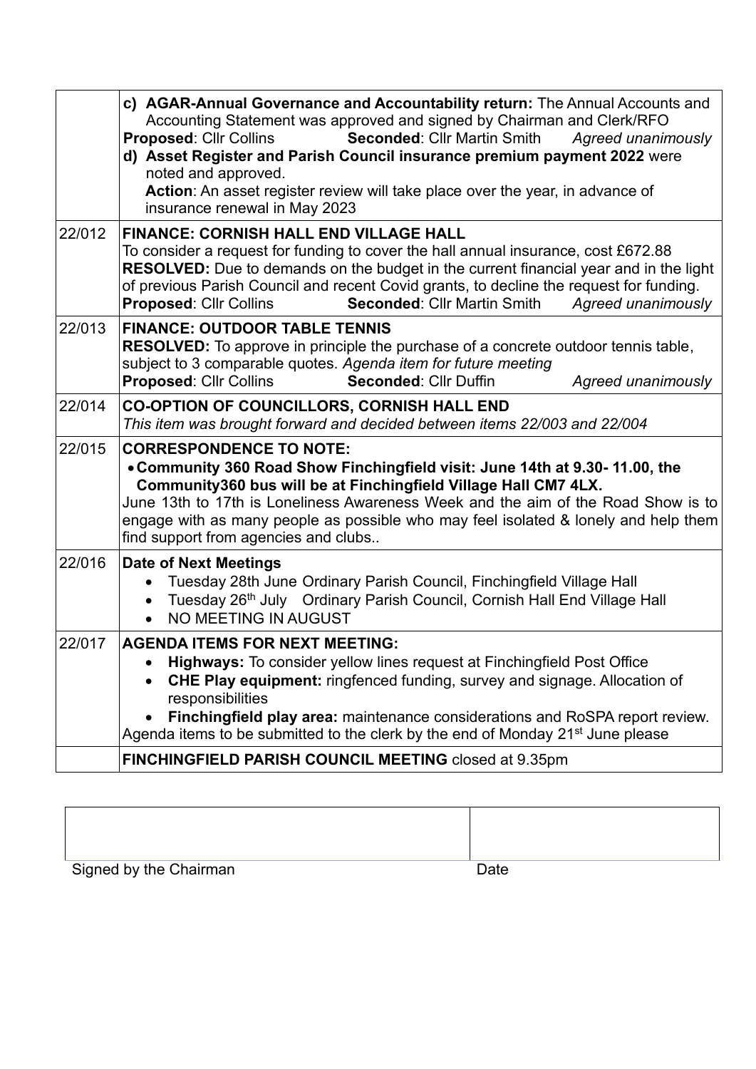| | |
|---|---|
| | **c) AGAR-Annual Governance and Accountability return:** The Annual Accounts and Accounting Statement was approved and signed by Chairman and Clerk/RFO<br>**Proposed**: Cllr Collins **Seconded**: Cllr Martin Smith *Agreed unanimously*<br>**d) Asset Register and Parish Council insurance premium payment 2022** were noted and approved.<br>**Action**: An asset register review will take place over the year, in advance of insurance renewal in May 2023 |
| 22/012 | **FINANCE: CORNISH HALL END VILLAGE HALL**<br>To consider a request for funding to cover the hall annual insurance, cost £672.88<br>**RESOLVED:** Due to demands on the budget in the current financial year and in the light of previous Parish Council and recent Covid grants, to decline the request for funding.<br>**Proposed**: Cllr Collins **Seconded**: Cllr Martin Smith *Agreed unanimously* |
| 22/013 | **FINANCE: OUTDOOR TABLE TENNIS**<br>**RESOLVED:** To approve in principle the purchase of a concrete outdoor tennis table, subject to 3 comparable quotes. *Agenda item for future meeting*<br>**Proposed**: Cllr Collins **Seconded**: Cllr Duffin *Agreed unanimously* |
| 22/014 | **CO-OPTION OF COUNCILLORS, CORNISH HALL END**<br>*This item was brought forward and decided between items 22/003 and 22/004* |
| 22/015 | **CORRESPONDENCE TO NOTE:**<br>• **Community 360 Road Show Finchingfield visit: June 14th at 9.30- 11.00, the Community360 bus will be at Finchingfield Village Hall CM7 4LX.**<br>June 13th to 17th is Loneliness Awareness Week and the aim of the Road Show is to engage with as many people as possible who may feel isolated & lonely and help them find support from agencies and clubs.. |
| 22/016 | **Date of Next Meetings**<br>• Tuesday 28th June Ordinary Parish Council, Finchingfield Village Hall<br>• Tuesday 26th July Ordinary Parish Council, Cornish Hall End Village Hall<br>• NO MEETING IN AUGUST |
| 22/017 | **AGENDA ITEMS FOR NEXT MEETING:**<br>• **Highways:** To consider yellow lines request at Finchingfield Post Office<br>• **CHE Play equipment:** ringfenced funding, survey and signage. Allocation of responsibilities<br>• **Finchingfield play area:** maintenance considerations and RoSPA report review.<br>Agenda items to be submitted to the clerk by the end of Monday 21st June please |
| | **FINCHINGFIELD PARISH COUNCIL MEETING** closed at 9.35pm |

| | |
|---|---|
| | |

Signed by the Chairman Date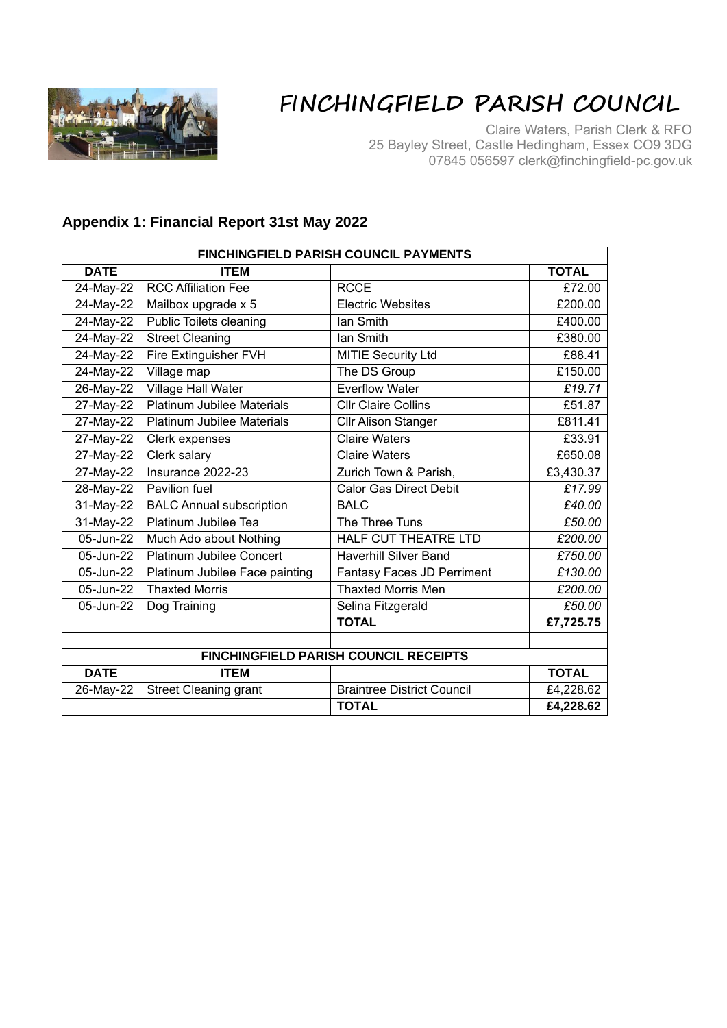# FINCHINGFIELD PARISH COUNCIL

Claire Waters, Parish Clerk & RFO
25 Bayley Street, Castle Hedingham, Essex CO9 3DG
07845 056597 clerk@finchingfield-pc.gov.uk

## Appendix 1: Financial Report 31st May 2022

| FINCHINGFIELD PARISH COUNCIL PAYMENTS | | | |
|---|---|---|---|
| **DATE** | **ITEM** | | **TOTAL** |
| 24-May-22 | RCC Affiliation Fee | RCCE | £72.00 |
| 24-May-22 | Mailbox upgrade x 5 | Electric Websites | £200.00 |
| 24-May-22 | Public Toilets cleaning | Ian Smith | £400.00 |
| 24-May-22 | Street Cleaning | Ian Smith | £380.00 |
| 24-May-22 | Fire Extinguisher FVH | MITIE Security Ltd | £88.41 |
| 24-May-22 | Village map | The DS Group | £150.00 |
| 26-May-22 | Village Hall Water | Everflow Water | *£19.71* |
| 27-May-22 | Platinum Jubilee Materials | Cllr Claire Collins | £51.87 |
| 27-May-22 | Platinum Jubilee Materials | Cllr Alison Stanger | £811.41 |
| 27-May-22 | Clerk expenses | Claire Waters | £33.91 |
| 27-May-22 | Clerk salary | Claire Waters | £650.08 |
| 27-May-22 | Insurance 2022-23 | Zurich Town & Parish, | £3,430.37 |
| 28-May-22 | Pavilion fuel | Calor Gas Direct Debit | *£17.99* |
| 31-May-22 | BALC Annual subscription | BALC | *£40.00* |
| 31-May-22 | Platinum Jubilee Tea | The Three Tuns | *£50.00* |
| 05-Jun-22 | Much Ado about Nothing | HALF CUT THEATRE LTD | *£200.00* |
| 05-Jun-22 | Platinum Jubilee Concert | Haverhill Silver Band | *£750.00* |
| 05-Jun-22 | Platinum Jubilee Face painting | Fantasy Faces JD Perriment | *£130.00* |
| 05-Jun-22 | Thaxted Morris | Thaxted Morris Men | *£200.00* |
| 05-Jun-22 | Dog Training | Selina Fitzgerald | *£50.00* |
| | | **TOTAL** | **£7,725.75** |

| FINCHINGFIELD PARISH COUNCIL RECEIPTS | | | |
|---|---|---|---|
| **DATE** | **ITEM** | | **TOTAL** |
| 26-May-22 | Street Cleaning grant | Braintree District Council | £4,228.62 |
| | | **TOTAL** | **£4,228.62** |